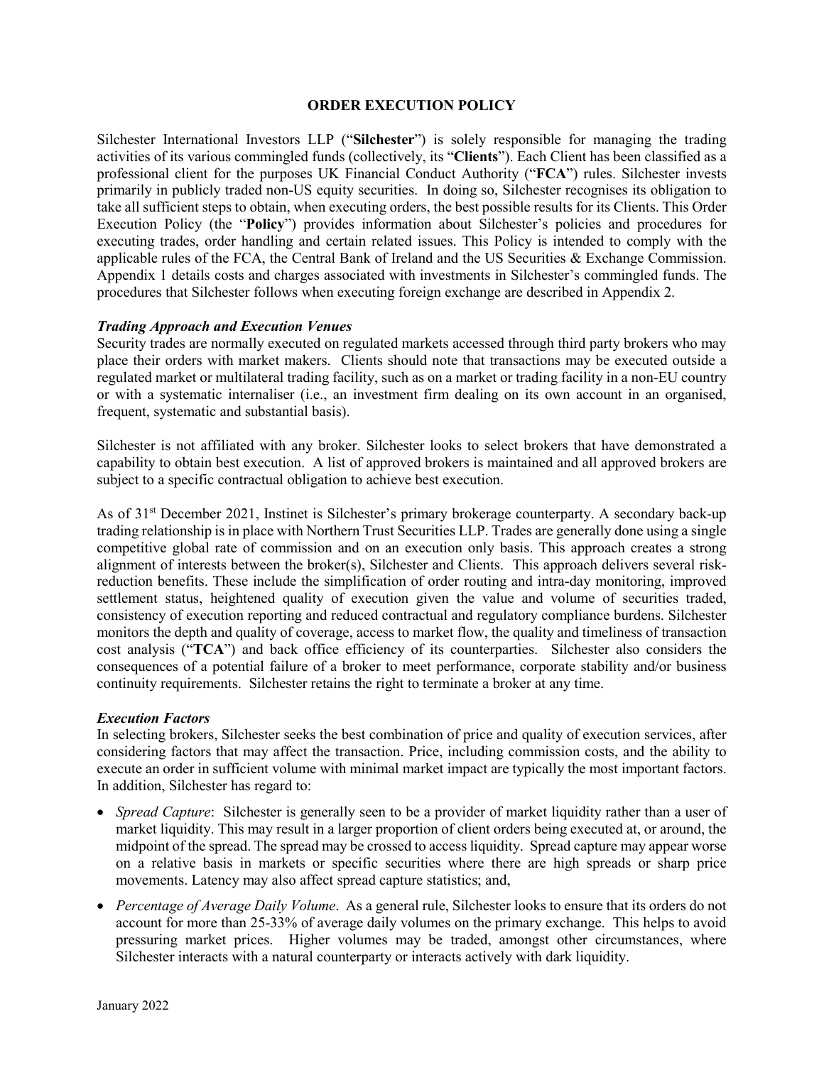# ORDER EXECUTION POLICY

Silchester International Investors LLP ("**Silchester**") is solely responsible for managing the trading activities of its various commingled funds (collectively, its "**Clients**"). Each Client has been classified as a professional client for the purposes UK Financial Conduct Authority ("**FCA**") rules. Silchester invests primarily in publicly traded non-US equity securities. In doing so, Silchester recognises its obligation to take all sufficient steps to obtain, when executing orders, the best possible results for its Clients. This Order Execution Policy (the "**Policy**") provides information about Silchester's policies and procedures for executing trades, order handling and certain related issues. This Policy is intended to comply with the applicable rules of the FCA, the Central Bank of Ireland and the US Securities & Exchange Commission. Appendix 1 details costs and charges associated with investments in Silchester's commingled funds. The procedures that Silchester follows when executing foreign exchange are described in Appendix 2.

### *Trading Approach and Execution Venues*

Security trades are normally executed on regulated markets accessed through third party brokers who may place their orders with market makers. Clients should note that transactions may be executed outside a regulated market or multilateral trading facility, such as on a market or trading facility in a non-EU country or with a systematic internaliser (i.e., an investment firm dealing on its own account in an organised, frequent, systematic and substantial basis).

Silchester is not affiliated with any broker. Silchester looks to select brokers that have demonstrated a capability to obtain best execution. A list of approved brokers is maintained and all approved brokers are subject to a specific contractual obligation to achieve best execution.

As of 31st December 2021, Instinet is Silchester's primary brokerage counterparty. A secondary back-up trading relationship is in place with Northern Trust Securities LLP. Trades are generally done using a single competitive global rate of commission and on an execution only basis. This approach creates a strong alignment of interests between the broker(s), Silchester and Clients. This approach delivers several risk-reduction benefits. These include the simplification of order routing and intra-day monitoring, improved settlement status, heightened quality of execution given the value and volume of securities traded, consistency of execution reporting and reduced contractual and regulatory compliance burdens. Silchester monitors the depth and quality of coverage, access to market flow, the quality and timeliness of transaction cost analysis ("**TCA**") and back office efficiency of its counterparties. Silchester also considers the consequences of a potential failure of a broker to meet performance, corporate stability and/or business continuity requirements. Silchester retains the right to terminate a broker at any time.

### *Execution Factors*

In selecting brokers, Silchester seeks the best combination of price and quality of execution services, after considering factors that may affect the transaction. Price, including commission costs, and the ability to execute an order in sufficient volume with minimal market impact are typically the most important factors. In addition, Silchester has regard to:

- *Spread Capture*: Silchester is generally seen to be a provider of market liquidity rather than a user of market liquidity. This may result in a larger proportion of client orders being executed at, or around, the midpoint of the spread. The spread may be crossed to access liquidity. Spread capture may appear worse on a relative basis in markets or specific securities where there are high spreads or sharp price movements. Latency may also affect spread capture statistics; and,
- *Percentage of Average Daily Volume*. As a general rule, Silchester looks to ensure that its orders do not account for more than 25-33% of average daily volumes on the primary exchange. This helps to avoid pressuring market prices. Higher volumes may be traded, amongst other circumstances, where Silchester interacts with a natural counterparty or interacts actively with dark liquidity.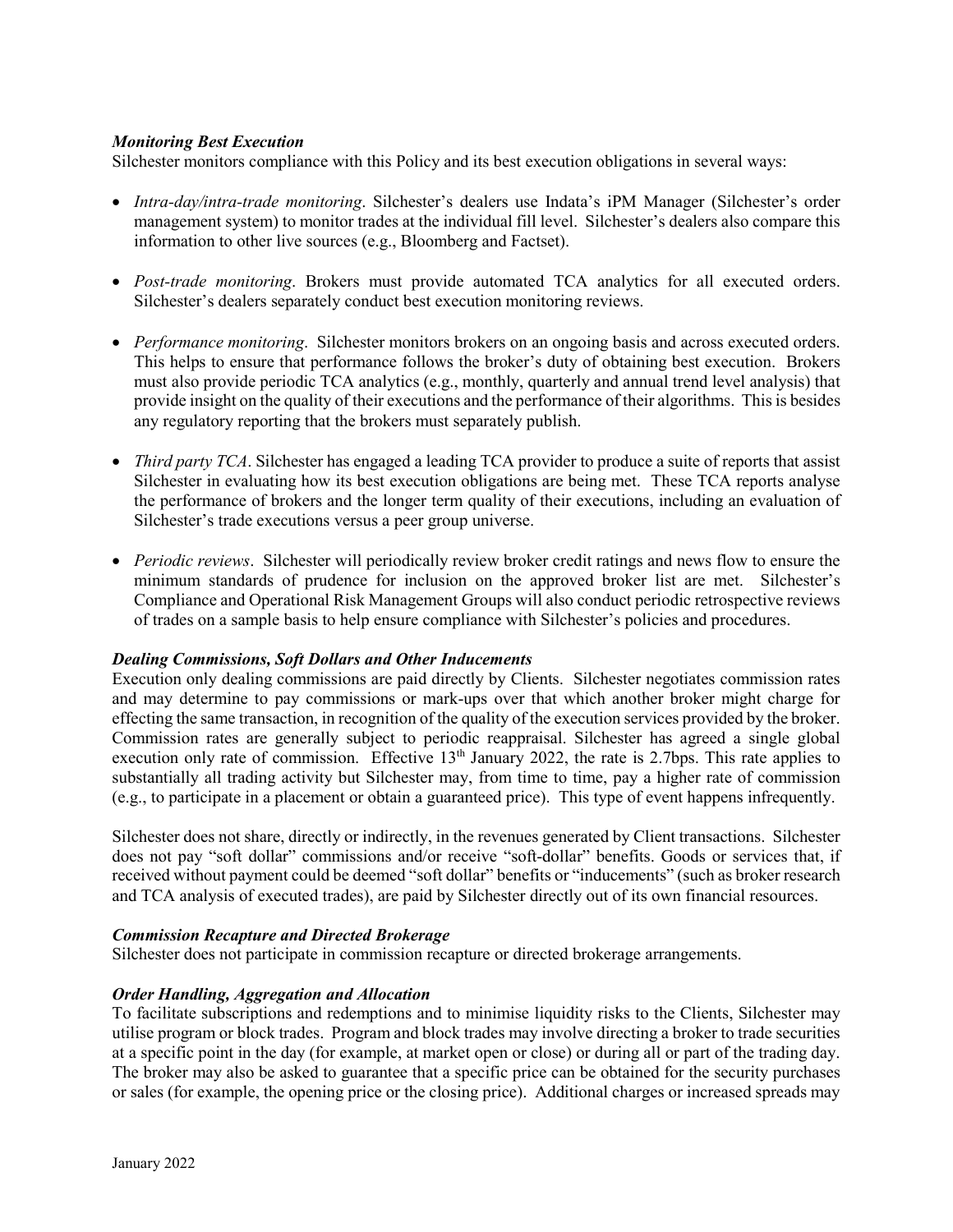### *Monitoring Best Execution*

Silchester monitors compliance with this Policy and its best execution obligations in several ways:

- *Intra-day/intra-trade monitoring*. Silchester's dealers use Indata's iPM Manager (Silchester's order management system) to monitor trades at the individual fill level. Silchester's dealers also compare this information to other live sources (e.g., Bloomberg and Factset).
- *Post-trade monitoring*. Brokers must provide automated TCA analytics for all executed orders. Silchester's dealers separately conduct best execution monitoring reviews.
- *Performance monitoring*. Silchester monitors brokers on an ongoing basis and across executed orders. This helps to ensure that performance follows the broker's duty of obtaining best execution. Brokers must also provide periodic TCA analytics (e.g., monthly, quarterly and annual trend level analysis) that provide insight on the quality of their executions and the performance of their algorithms. This is besides any regulatory reporting that the brokers must separately publish.
- *Third party TCA*. Silchester has engaged a leading TCA provider to produce a suite of reports that assist Silchester in evaluating how its best execution obligations are being met. These TCA reports analyse the performance of brokers and the longer term quality of their executions, including an evaluation of Silchester's trade executions versus a peer group universe.
- *Periodic reviews*. Silchester will periodically review broker credit ratings and news flow to ensure the minimum standards of prudence for inclusion on the approved broker list are met. Silchester's Compliance and Operational Risk Management Groups will also conduct periodic retrospective reviews of trades on a sample basis to help ensure compliance with Silchester's policies and procedures.

### *Dealing Commissions, Soft Dollars and Other Inducements*

Execution only dealing commissions are paid directly by Clients. Silchester negotiates commission rates and may determine to pay commissions or mark-ups over that which another broker might charge for effecting the same transaction, in recognition of the quality of the execution services provided by the broker. Commission rates are generally subject to periodic reappraisal. Silchester has agreed a single global execution only rate of commission. Effective 13th January 2022, the rate is 2.7bps. This rate applies to substantially all trading activity but Silchester may, from time to time, pay a higher rate of commission (e.g., to participate in a placement or obtain a guaranteed price). This type of event happens infrequently.

Silchester does not share, directly or indirectly, in the revenues generated by Client transactions. Silchester does not pay "soft dollar" commissions and/or receive "soft-dollar" benefits. Goods or services that, if received without payment could be deemed "soft dollar" benefits or "inducements" (such as broker research and TCA analysis of executed trades), are paid by Silchester directly out of its own financial resources.

### *Commission Recapture and Directed Brokerage*

Silchester does not participate in commission recapture or directed brokerage arrangements.

### *Order Handling, Aggregation and Allocation*

To facilitate subscriptions and redemptions and to minimise liquidity risks to the Clients, Silchester may utilise program or block trades. Program and block trades may involve directing a broker to trade securities at a specific point in the day (for example, at market open or close) or during all or part of the trading day. The broker may also be asked to guarantee that a specific price can be obtained for the security purchases or sales (for example, the opening price or the closing price). Additional charges or increased spreads may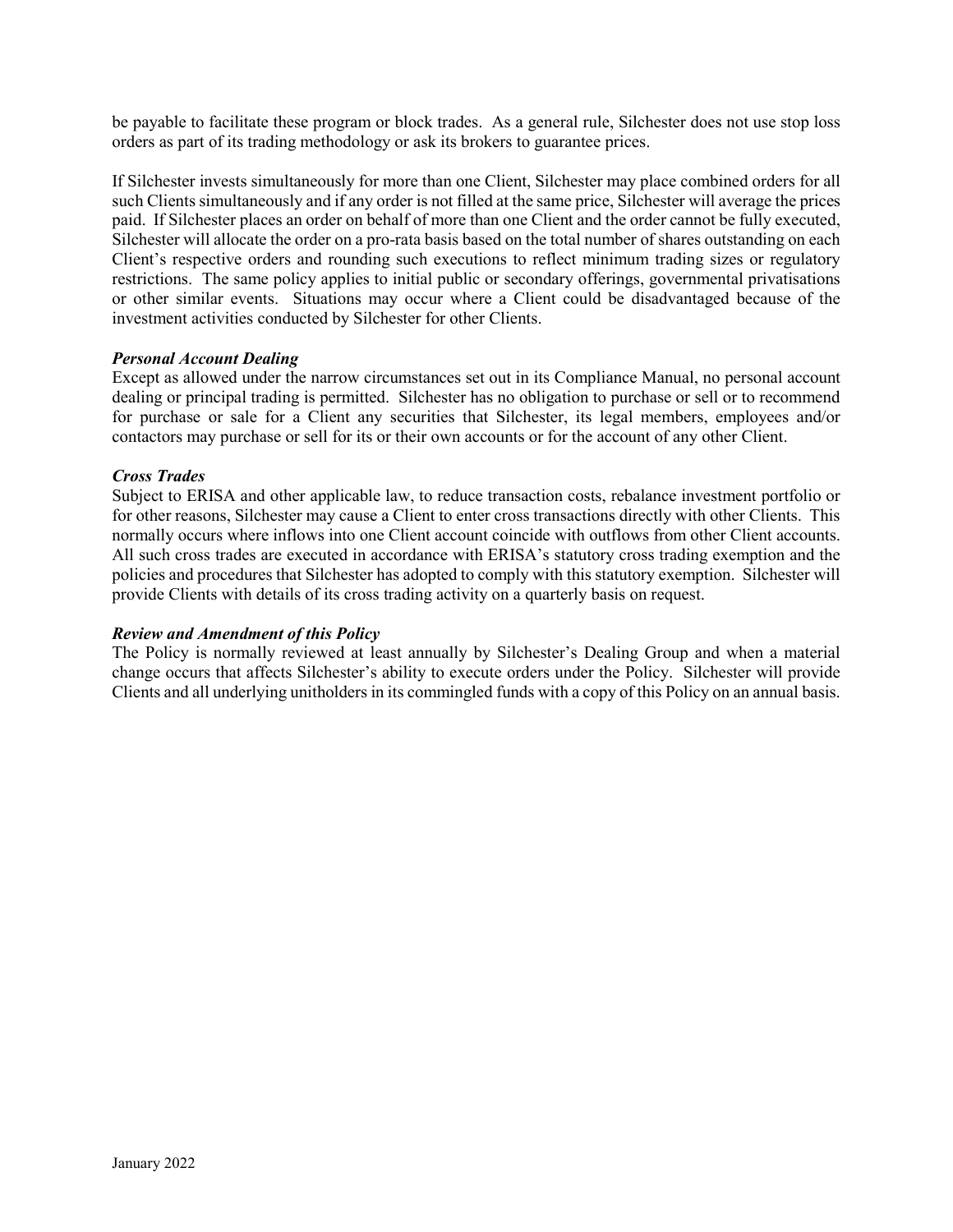be payable to facilitate these program or block trades. As a general rule, Silchester does not use stop loss orders as part of its trading methodology or ask its brokers to guarantee prices.

If Silchester invests simultaneously for more than one Client, Silchester may place combined orders for all such Clients simultaneously and if any order is not filled at the same price, Silchester will average the prices paid. If Silchester places an order on behalf of more than one Client and the order cannot be fully executed, Silchester will allocate the order on a pro-rata basis based on the total number of shares outstanding on each Client's respective orders and rounding such executions to reflect minimum trading sizes or regulatory restrictions. The same policy applies to initial public or secondary offerings, governmental privatisations or other similar events. Situations may occur where a Client could be disadvantaged because of the investment activities conducted by Silchester for other Clients.

***Personal Account Dealing***

Except as allowed under the narrow circumstances set out in its Compliance Manual, no personal account dealing or principal trading is permitted. Silchester has no obligation to purchase or sell or to recommend for purchase or sale for a Client any securities that Silchester, its legal members, employees and/or contactors may purchase or sell for its or their own accounts or for the account of any other Client.

***Cross Trades***

Subject to ERISA and other applicable law, to reduce transaction costs, rebalance investment portfolio or for other reasons, Silchester may cause a Client to enter cross transactions directly with other Clients. This normally occurs where inflows into one Client account coincide with outflows from other Client accounts. All such cross trades are executed in accordance with ERISA's statutory cross trading exemption and the policies and procedures that Silchester has adopted to comply with this statutory exemption. Silchester will provide Clients with details of its cross trading activity on a quarterly basis on request.

***Review and Amendment of this Policy***

The Policy is normally reviewed at least annually by Silchester's Dealing Group and when a material change occurs that affects Silchester's ability to execute orders under the Policy. Silchester will provide Clients and all underlying unitholders in its commingled funds with a copy of this Policy on an annual basis.

January 2022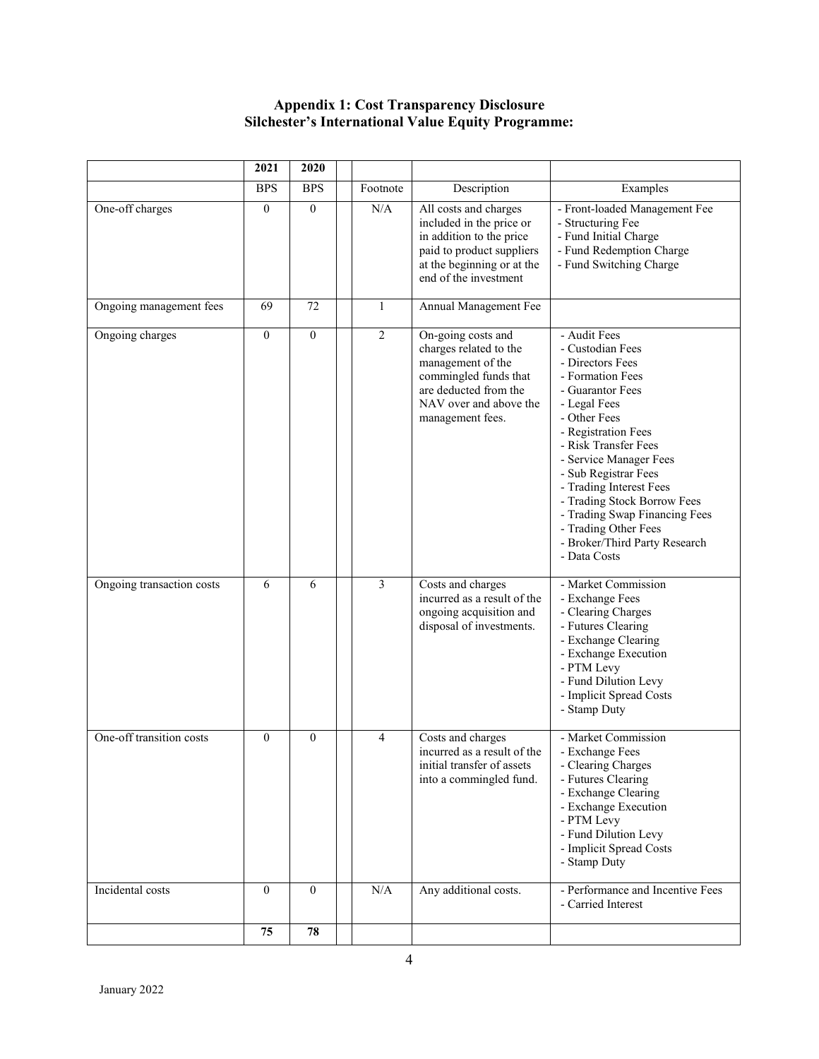## Appendix 1: Cost Transparency Disclosure
## Silchester's International Value Equity Programme:

| | 2021 | 2020 | | | | |
|---|---|---|---|---|---|---|
| | BPS | BPS | | Footnote | Description | Examples |
| One-off charges | 0 | 0 | | N/A | All costs and charges included in the price or in addition to the price paid to product suppliers at the beginning or at the end of the investment | - Front-loaded Management Fee<br>- Structuring Fee<br>- Fund Initial Charge<br>- Fund Redemption Charge<br>- Fund Switching Charge |
| Ongoing management fees | 69 | 72 | | 1 | Annual Management Fee | |
| Ongoing charges | 0 | 0 | | 2 | On-going costs and charges related to the management of the commingled funds that are deducted from the NAV over and above the management fees. | - Audit Fees<br>- Custodian Fees<br>- Directors Fees<br>- Formation Fees<br>- Guarantor Fees<br>- Legal Fees<br>- Other Fees<br>- Registration Fees<br>- Risk Transfer Fees<br>- Service Manager Fees<br>- Sub Registrar Fees<br>- Trading Interest Fees<br>- Trading Stock Borrow Fees<br>- Trading Swap Financing Fees<br>- Trading Other Fees<br>- Broker/Third Party Research<br>- Data Costs |
| Ongoing transaction costs | 6 | 6 | | 3 | Costs and charges incurred as a result of the ongoing acquisition and disposal of investments. | - Market Commission<br>- Exchange Fees<br>- Clearing Charges<br>- Futures Clearing<br>- Exchange Clearing<br>- Exchange Execution<br>- PTM Levy<br>- Fund Dilution Levy<br>- Implicit Spread Costs<br>- Stamp Duty |
| One-off transition costs | 0 | 0 | | 4 | Costs and charges incurred as a result of the initial transfer of assets into a commingled fund. | - Market Commission<br>- Exchange Fees<br>- Clearing Charges<br>- Futures Clearing<br>- Exchange Clearing<br>- Exchange Execution<br>- PTM Levy<br>- Fund Dilution Levy<br>- Implicit Spread Costs<br>- Stamp Duty |
| Incidental costs | 0 | 0 | | N/A | Any additional costs. | - Performance and Incentive Fees<br>- Carried Interest |
| | **75** | **78** | | | | |

January 2022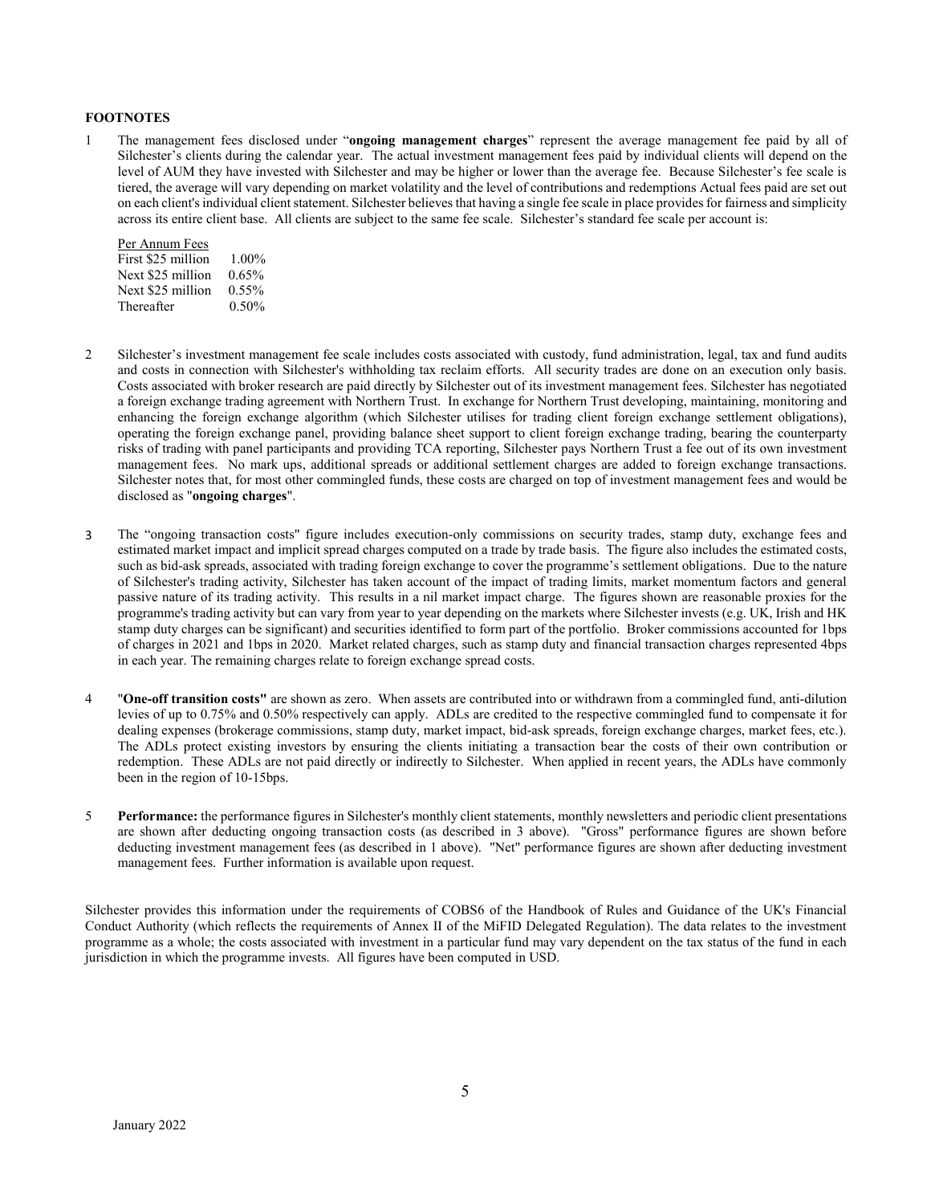**FOOTNOTES**

1. The management fees disclosed under "**ongoing management charges**" represent the average management fee paid by all of Silchester's clients during the calendar year. The actual investment management fees paid by individual clients will depend on the level of AUM they have invested with Silchester and may be higher or lower than the average fee. Because Silchester's fee scale is tiered, the average will vary depending on market volatility and the level of contributions and redemptions Actual fees paid are set out on each client's individual client statement. Silchester believes that having a single fee scale in place provides for fairness and simplicity across its entire client base. All clients are subject to the same fee scale. Silchester's standard fee scale per account is:

| Per Annum Fees | |
|---|---|
| First $25 million | 1.00% |
| Next $25 million | 0.65% |
| Next $25 million | 0.55% |
| Thereafter | 0.50% |

2. Silchester's investment management fee scale includes costs associated with custody, fund administration, legal, tax and fund audits and costs in connection with Silchester's withholding tax reclaim efforts. All security trades are done on an execution only basis. Costs associated with broker research are paid directly by Silchester out of its investment management fees. Silchester has negotiated a foreign exchange trading agreement with Northern Trust. In exchange for Northern Trust developing, maintaining, monitoring and enhancing the foreign exchange algorithm (which Silchester utilises for trading client foreign exchange settlement obligations), operating the foreign exchange panel, providing balance sheet support to client foreign exchange trading, bearing the counterparty risks of trading with panel participants and providing TCA reporting, Silchester pays Northern Trust a fee out of its own investment management fees. No mark ups, additional spreads or additional settlement charges are added to foreign exchange transactions. Silchester notes that, for most other commingled funds, these costs are charged on top of investment management fees and would be disclosed as "**ongoing charges**".

3. The "ongoing transaction costs" figure includes execution-only commissions on security trades, stamp duty, exchange fees and estimated market impact and implicit spread charges computed on a trade by trade basis. The figure also includes the estimated costs, such as bid-ask spreads, associated with trading foreign exchange to cover the programme's settlement obligations. Due to the nature of Silchester's trading activity, Silchester has taken account of the impact of trading limits, market momentum factors and general passive nature of its trading activity. This results in a nil market impact charge. The figures shown are reasonable proxies for the programme's trading activity but can vary from year to year depending on the markets where Silchester invests (e.g. UK, Irish and HK stamp duty charges can be significant) and securities identified to form part of the portfolio. Broker commissions accounted for 1bps of charges in 2021 and 1bps in 2020. Market related charges, such as stamp duty and financial transaction charges represented 4bps in each year. The remaining charges relate to foreign exchange spread costs.

4. "**One-off transition costs"** are shown as zero. When assets are contributed into or withdrawn from a commingled fund, anti-dilution levies of up to 0.75% and 0.50% respectively can apply. ADLs are credited to the respective commingled fund to compensate it for dealing expenses (brokerage commissions, stamp duty, market impact, bid-ask spreads, foreign exchange charges, market fees, etc.). The ADLs protect existing investors by ensuring the clients initiating a transaction bear the costs of their own contribution or redemption. These ADLs are not paid directly or indirectly to Silchester. When applied in recent years, the ADLs have commonly been in the region of 10-15bps.

5. **Performance:** the performance figures in Silchester's monthly client statements, monthly newsletters and periodic client presentations are shown after deducting ongoing transaction costs (as described in 3 above). "Gross" performance figures are shown before deducting investment management fees (as described in 1 above). "Net" performance figures are shown after deducting investment management fees. Further information is available upon request.

Silchester provides this information under the requirements of COBS6 of the Handbook of Rules and Guidance of the UK's Financial Conduct Authority (which reflects the requirements of Annex II of the MiFID Delegated Regulation). The data relates to the investment programme as a whole; the costs associated with investment in a particular fund may vary dependent on the tax status of the fund in each jurisdiction in which the programme invests. All figures have been computed in USD.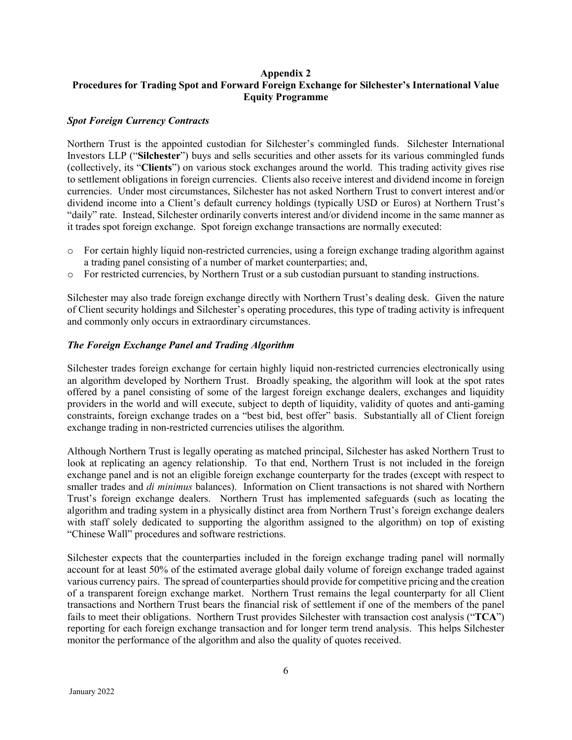**Appendix 2**
**Procedures for Trading Spot and Forward Foreign Exchange for Silchester's International Value Equity Programme**

***Spot Foreign Currency Contracts***

Northern Trust is the appointed custodian for Silchester's commingled funds. Silchester International Investors LLP ("**Silchester**") buys and sells securities and other assets for its various commingled funds (collectively, its "**Clients**") on various stock exchanges around the world. This trading activity gives rise to settlement obligations in foreign currencies. Clients also receive interest and dividend income in foreign currencies. Under most circumstances, Silchester has not asked Northern Trust to convert interest and/or dividend income into a Client's default currency holdings (typically USD or Euros) at Northern Trust's "daily" rate. Instead, Silchester ordinarily converts interest and/or dividend income in the same manner as it trades spot foreign exchange. Spot foreign exchange transactions are normally executed:

- For certain highly liquid non-restricted currencies, using a foreign exchange trading algorithm against a trading panel consisting of a number of market counterparties; and,
- For restricted currencies, by Northern Trust or a sub custodian pursuant to standing instructions.

Silchester may also trade foreign exchange directly with Northern Trust's dealing desk. Given the nature of Client security holdings and Silchester's operating procedures, this type of trading activity is infrequent and commonly only occurs in extraordinary circumstances.

***The Foreign Exchange Panel and Trading Algorithm***

Silchester trades foreign exchange for certain highly liquid non-restricted currencies electronically using an algorithm developed by Northern Trust. Broadly speaking, the algorithm will look at the spot rates offered by a panel consisting of some of the largest foreign exchange dealers, exchanges and liquidity providers in the world and will execute, subject to depth of liquidity, validity of quotes and anti-gaming constraints, foreign exchange trades on a "best bid, best offer" basis. Substantially all of Client foreign exchange trading in non-restricted currencies utilises the algorithm.

Although Northern Trust is legally operating as matched principal, Silchester has asked Northern Trust to look at replicating an agency relationship. To that end, Northern Trust is not included in the foreign exchange panel and is not an eligible foreign exchange counterparty for the trades (except with respect to smaller trades and *di minimus* balances). Information on Client transactions is not shared with Northern Trust's foreign exchange dealers. Northern Trust has implemented safeguards (such as locating the algorithm and trading system in a physically distinct area from Northern Trust's foreign exchange dealers with staff solely dedicated to supporting the algorithm assigned to the algorithm) on top of existing "Chinese Wall" procedures and software restrictions.

Silchester expects that the counterparties included in the foreign exchange trading panel will normally account for at least 50% of the estimated average global daily volume of foreign exchange traded against various currency pairs. The spread of counterparties should provide for competitive pricing and the creation of a transparent foreign exchange market. Northern Trust remains the legal counterparty for all Client transactions and Northern Trust bears the financial risk of settlement if one of the members of the panel fails to meet their obligations. Northern Trust provides Silchester with transaction cost analysis ("**TCA**") reporting for each foreign exchange transaction and for longer term trend analysis. This helps Silchester monitor the performance of the algorithm and also the quality of quotes received.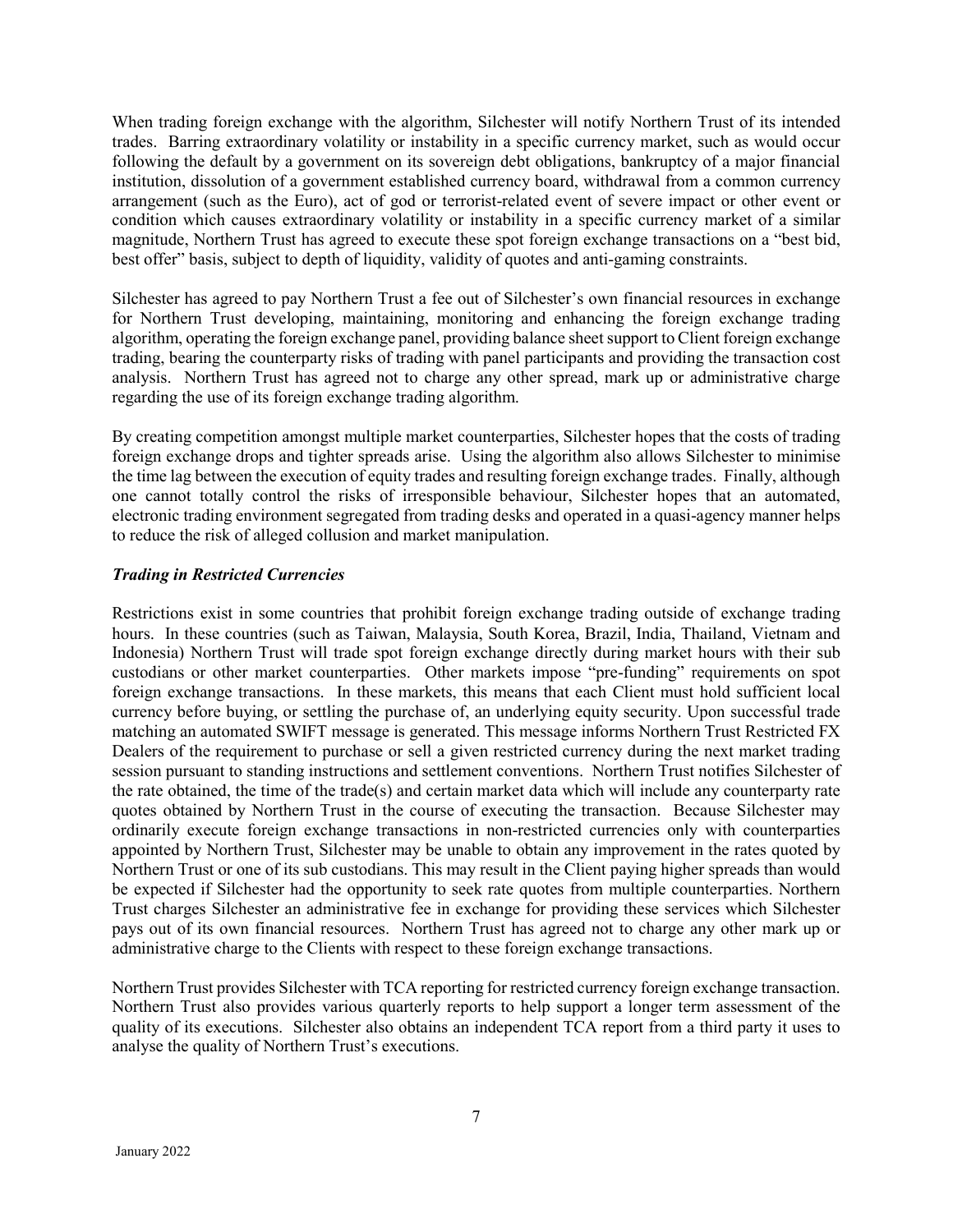When trading foreign exchange with the algorithm, Silchester will notify Northern Trust of its intended trades. Barring extraordinary volatility or instability in a specific currency market, such as would occur following the default by a government on its sovereign debt obligations, bankruptcy of a major financial institution, dissolution of a government established currency board, withdrawal from a common currency arrangement (such as the Euro), act of god or terrorist-related event of severe impact or other event or condition which causes extraordinary volatility or instability in a specific currency market of a similar magnitude, Northern Trust has agreed to execute these spot foreign exchange transactions on a "best bid, best offer" basis, subject to depth of liquidity, validity of quotes and anti-gaming constraints.

Silchester has agreed to pay Northern Trust a fee out of Silchester's own financial resources in exchange for Northern Trust developing, maintaining, monitoring and enhancing the foreign exchange trading algorithm, operating the foreign exchange panel, providing balance sheet support to Client foreign exchange trading, bearing the counterparty risks of trading with panel participants and providing the transaction cost analysis. Northern Trust has agreed not to charge any other spread, mark up or administrative charge regarding the use of its foreign exchange trading algorithm.

By creating competition amongst multiple market counterparties, Silchester hopes that the costs of trading foreign exchange drops and tighter spreads arise. Using the algorithm also allows Silchester to minimise the time lag between the execution of equity trades and resulting foreign exchange trades. Finally, although one cannot totally control the risks of irresponsible behaviour, Silchester hopes that an automated, electronic trading environment segregated from trading desks and operated in a quasi-agency manner helps to reduce the risk of alleged collusion and market manipulation.

***Trading in Restricted Currencies***

Restrictions exist in some countries that prohibit foreign exchange trading outside of exchange trading hours. In these countries (such as Taiwan, Malaysia, South Korea, Brazil, India, Thailand, Vietnam and Indonesia) Northern Trust will trade spot foreign exchange directly during market hours with their sub custodians or other market counterparties. Other markets impose "pre-funding" requirements on spot foreign exchange transactions. In these markets, this means that each Client must hold sufficient local currency before buying, or settling the purchase of, an underlying equity security. Upon successful trade matching an automated SWIFT message is generated. This message informs Northern Trust Restricted FX Dealers of the requirement to purchase or sell a given restricted currency during the next market trading session pursuant to standing instructions and settlement conventions. Northern Trust notifies Silchester of the rate obtained, the time of the trade(s) and certain market data which will include any counterparty rate quotes obtained by Northern Trust in the course of executing the transaction. Because Silchester may ordinarily execute foreign exchange transactions in non-restricted currencies only with counterparties appointed by Northern Trust, Silchester may be unable to obtain any improvement in the rates quoted by Northern Trust or one of its sub custodians. This may result in the Client paying higher spreads than would be expected if Silchester had the opportunity to seek rate quotes from multiple counterparties. Northern Trust charges Silchester an administrative fee in exchange for providing these services which Silchester pays out of its own financial resources. Northern Trust has agreed not to charge any other mark up or administrative charge to the Clients with respect to these foreign exchange transactions.

Northern Trust provides Silchester with TCA reporting for restricted currency foreign exchange transaction. Northern Trust also provides various quarterly reports to help support a longer term assessment of the quality of its executions. Silchester also obtains an independent TCA report from a third party it uses to analyse the quality of Northern Trust's executions.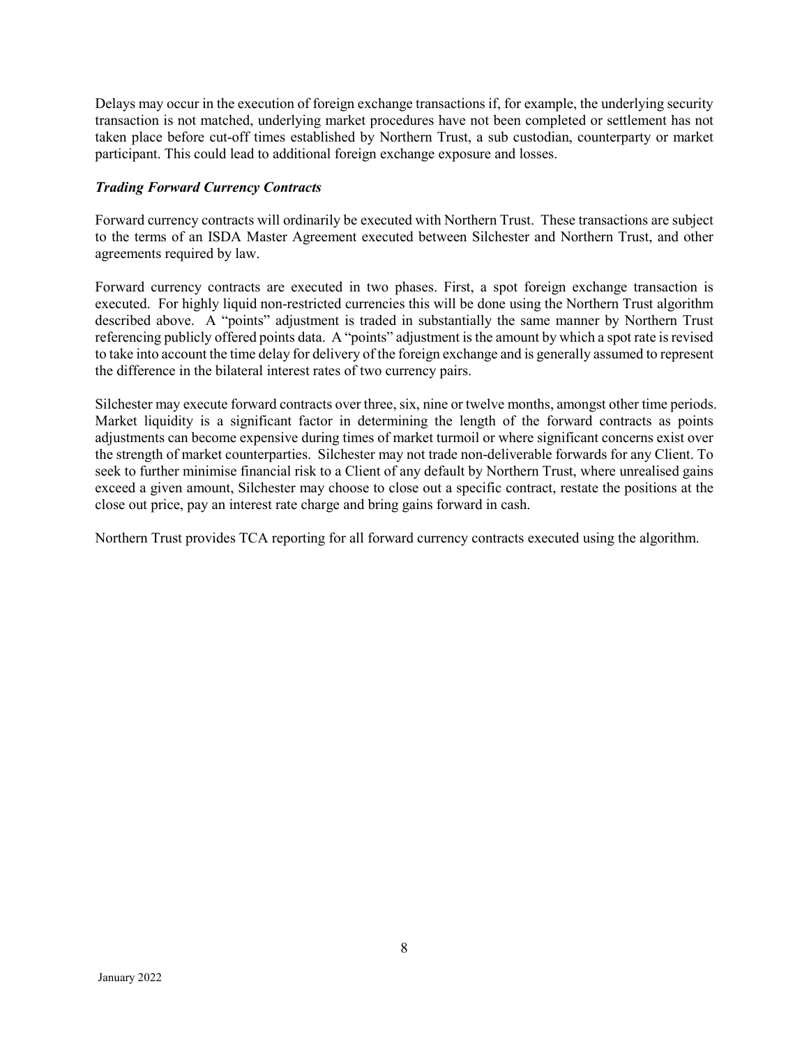Delays may occur in the execution of foreign exchange transactions if, for example, the underlying security transaction is not matched, underlying market procedures have not been completed or settlement has not taken place before cut-off times established by Northern Trust, a sub custodian, counterparty or market participant. This could lead to additional foreign exchange exposure and losses.

***Trading Forward Currency Contracts***

Forward currency contracts will ordinarily be executed with Northern Trust. These transactions are subject to the terms of an ISDA Master Agreement executed between Silchester and Northern Trust, and other agreements required by law.

Forward currency contracts are executed in two phases. First, a spot foreign exchange transaction is executed. For highly liquid non-restricted currencies this will be done using the Northern Trust algorithm described above. A "points" adjustment is traded in substantially the same manner by Northern Trust referencing publicly offered points data. A "points" adjustment is the amount by which a spot rate is revised to take into account the time delay for delivery of the foreign exchange and is generally assumed to represent the difference in the bilateral interest rates of two currency pairs.

Silchester may execute forward contracts over three, six, nine or twelve months, amongst other time periods. Market liquidity is a significant factor in determining the length of the forward contracts as points adjustments can become expensive during times of market turmoil or where significant concerns exist over the strength of market counterparties. Silchester may not trade non-deliverable forwards for any Client. To seek to further minimise financial risk to a Client of any default by Northern Trust, where unrealised gains exceed a given amount, Silchester may choose to close out a specific contract, restate the positions at the close out price, pay an interest rate charge and bring gains forward in cash.

Northern Trust provides TCA reporting for all forward currency contracts executed using the algorithm.